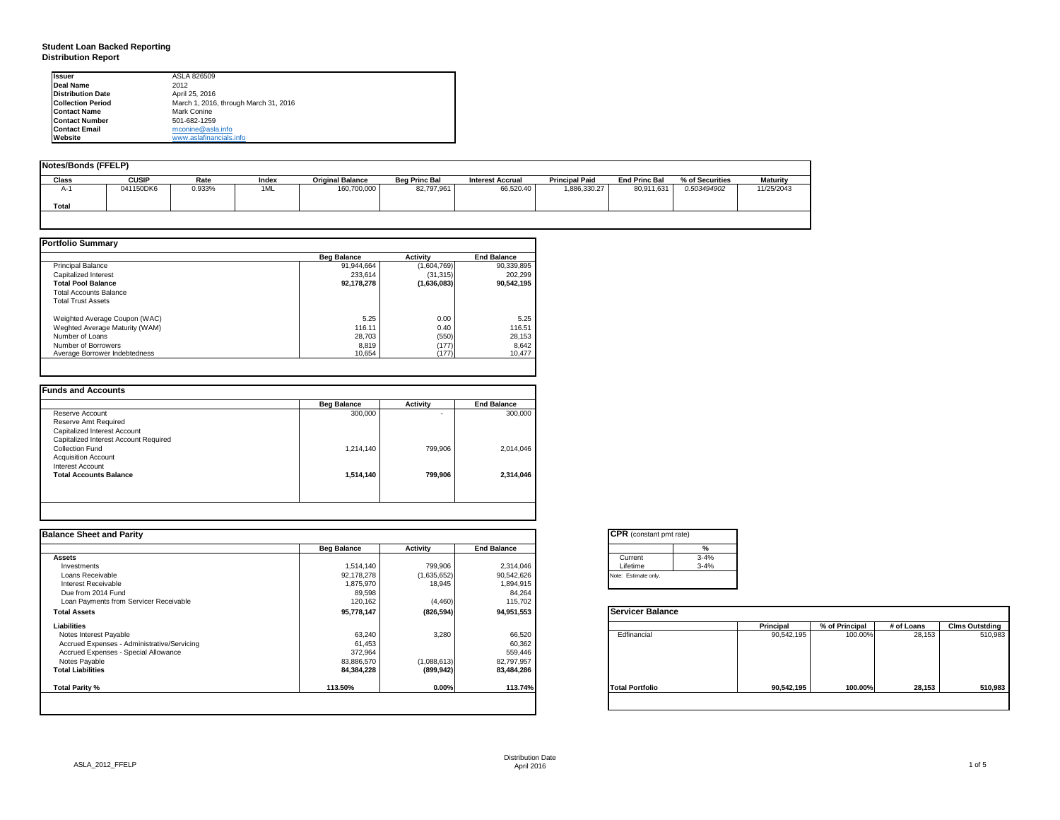# Student Loan Backed Reporting
## Distribution Report

| | |
|---|---|
| **Issuer** | ASLA 826509 |
| **Deal Name** | 2012 |
| **Distribution Date** | April 25, 2016 |
| **Collection Period** | March 1, 2016, through March 31, 2016 |
| **Contact Name** | Mark Conine |
| **Contact Number** | 501-682-1259 |
| **Contact Email** | mconine@asla.info |
| **Website** | www.aslafinancials.info |

**Notes/Bonds (FFELP)**

| Class | CUSIP | Rate | Index | Original Balance | Beg Princ Bal | Interest Accrual | Principal Paid | End Princ Bal | % of Securities | Maturity |
|---|---|---|---|---|---|---|---|---|---|---|
| A-1 | 041150DK6 | 0.933% | 1ML | 160,700,000 | 82,797,961 | 66,520.40 | 1,886,330.27 | 80,911,631 | *0.503494902* | 11/25/2043 |
| **Total** | | | | | | | | | | |

**Portfolio Summary**

| | Beg Balance | Activity | End Balance |
|---|---|---|---|
| Principal Balance | 91,944,664 | (1,604,769) | 90,339,895 |
| Capitalized Interest | 233,614 | (31,315) | 202,299 |
| **Total Pool Balance** | **92,178,278** | **(1,636,083)** | **90,542,195** |
| Total Accounts Balance | | | |
| Total Trust Assets | | | |
| | | | |
| Weighted Average Coupon (WAC) | 5.25 | 0.00 | 5.25 |
| Weghted Average Maturity (WAM) | 116.11 | 0.40 | 116.51 |
| Number of Loans | 28,703 | (550) | 28,153 |
| Number of Borrowers | 8,819 | (177) | 8,642 |
| Average Borrower Indebtedness | 10,654 | (177) | 10,477 |

**Funds and Accounts**

| | Beg Balance | Activity | End Balance |
|---|---|---|---|
| Reserve Account | 300,000 | - | 300,000 |
| Reserve Amt Required | | | |
| Capitalized Interest Account | | | |
| Capitalized Interest Account Required | | | |
| Collection Fund | 1,214,140 | 799,906 | 2,014,046 |
| Acquisition Account | | | |
| Interest Account | | | |
| **Total Accounts Balance** | **1,514,140** | **799,906** | **2,314,046** |

**Balance Sheet and Parity**

| | Beg Balance | Activity | End Balance |
|---|---|---|---|
| **Assets** | | | |
| Investments | 1,514,140 | 799,906 | 2,314,046 |
| Loans Receivable | 92,178,278 | (1,635,652) | 90,542,626 |
| Interest Receivable | 1,875,970 | 18,945 | 1,894,915 |
| Due from 2014 Fund | 89,598 | | 84,264 |
| Loan Payments from Servicer Receivable | 120,162 | (4,460) | 115,702 |
| **Total Assets** | **95,778,147** | **(826,594)** | **94,951,553** |
| **Liabilities** | | | |
| Notes Interest Payable | 63,240 | 3,280 | 66,520 |
| Accrued Expenses - Administrative/Servicing | 61,453 | | 60,362 |
| Accrued Expenses - Special Allowance | 372,964 | | 559,446 |
| Notes Payable | 83,886,570 | (1,088,613) | 82,797,957 |
| **Total Liabilities** | **84,384,228** | **(899,942)** | **83,484,286** |
| | | | |
| **Total Parity %** | **113.50%** | **0.00%** | **113.74%** |

**CPR** (constant pmt rate)

| | % |
|---|---|
| Current | 3-4% |
| Lifetime | 3-4% |

Note: Estimate only.

**Servicer Balance**

| | Principal | % of Principal | # of Loans | Clms Outstding |
|---|---|---|---|---|
| Edfinancial | 90,542,195 | 100.00% | 28,153 | 510,983 |
| **Total Portfolio** | **90,542,195** | **100.00%** | **28,153** | **510,983** |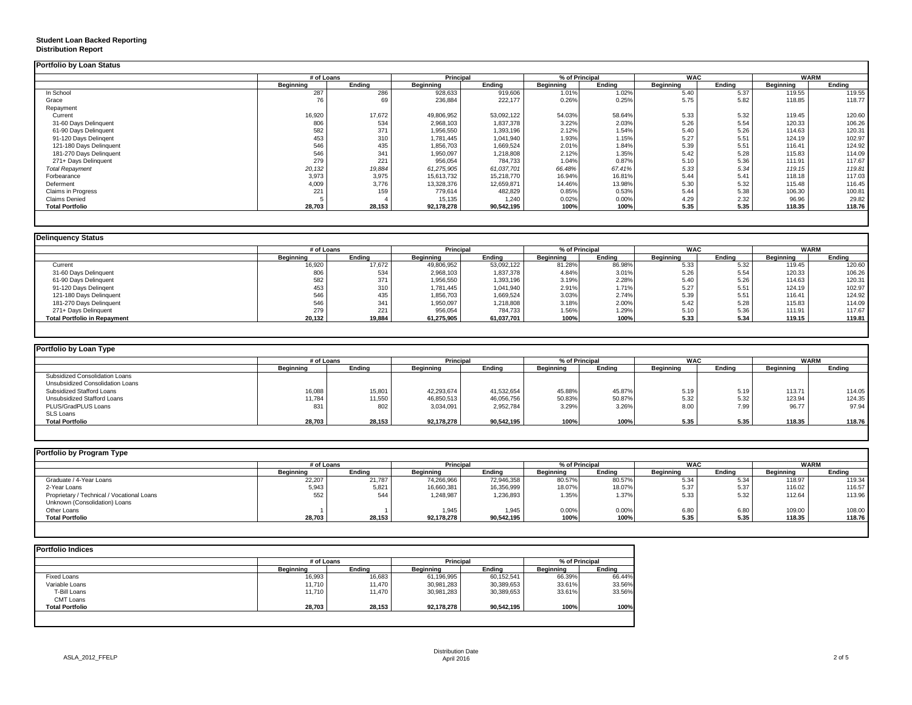**Student Loan Backed Reporting**
**Distribution Report**

## Portfolio by Loan Status

| | # of Loans | | Principal | | % of Principal | | WAC | | WARM | |
|---|---|---|---|---|---|---|---|---|---|---|
| | Beginning | Ending | Beginning | Ending | Beginning | Ending | Beginning | Ending | Beginning | Ending |
| In School | 287 | 286 | 928,633 | 919,606 | 1.01% | 1.02% | 5.40 | 5.37 | 119.55 | 119.55 |
| Grace | 76 | 69 | 236,884 | 222,177 | 0.26% | 0.25% | 5.75 | 5.82 | 118.85 | 118.77 |
| Repayment | | | | | | | | | | |
| Current | 16,920 | 17,672 | 49,806,952 | 53,092,122 | 54.03% | 58.64% | 5.33 | 5.32 | 119.45 | 120.60 |
| 31-60 Days Delinquent | 806 | 534 | 2,968,103 | 1,837,378 | 3.22% | 2.03% | 5.26 | 5.54 | 120.33 | 106.26 |
| 61-90 Days Delinquent | 582 | 371 | 1,956,550 | 1,393,196 | 2.12% | 1.54% | 5.40 | 5.26 | 114.63 | 120.31 |
| 91-120 Days Delingent | 453 | 310 | 1,781,445 | 1,041,940 | 1.93% | 1.15% | 5.27 | 5.51 | 124.19 | 102.97 |
| 121-180 Days Delinquent | 546 | 435 | 1,856,703 | 1,669,524 | 2.01% | 1.84% | 5.39 | 5.51 | 116.41 | 124.92 |
| 181-270 Days Delinquent | 546 | 341 | 1,950,097 | 1,218,808 | 2.12% | 1.35% | 5.42 | 5.28 | 115.83 | 114.09 |
| 271+ Days Delinquent | 279 | 221 | 956,054 | 784,733 | 1.04% | 0.87% | 5.10 | 5.36 | 111.91 | 117.67 |
| *Total Repayment* | *20,132* | *19,884* | *61,275,905* | *61,037,701* | *66.48%* | *67.41%* | *5.33* | *5.34* | *119.15* | *119.81* |
| Forbearance | 3,973 | 3,975 | 15,613,732 | 15,218,770 | 16.94% | 16.81% | 5.44 | 5.41 | 118.18 | 117.03 |
| Deferment | 4,009 | 3,776 | 13,328,376 | 12,659,871 | 14.46% | 13.98% | 5.30 | 5.32 | 115.48 | 116.45 |
| Claims in Progress | 221 | 159 | 779,614 | 482,829 | 0.85% | 0.53% | 5.44 | 5.38 | 106.30 | 100.81 |
| Claims Denied | 5 | 4 | 15,135 | 1,240 | 0.02% | 0.00% | 4.29 | 2.32 | 96.96 | 29.82 |
| **Total Portfolio** | **28,703** | **28,153** | **92,178,278** | **90,542,195** | **100%** | **100%** | **5.35** | **5.35** | **118.35** | **118.76** |

## Delinquency Status

| | # of Loans | | Principal | | % of Principal | | WAC | | WARM | |
|---|---|---|---|---|---|---|---|---|---|---|
| | Beginning | Ending | Beginning | Ending | Beginning | Ending | Beginning | Ending | Beginning | Ending |
| Current | 16,920 | 17,672 | 49,806,952 | 53,092,122 | 81.28% | 86.98% | 5.33 | 5.32 | 119.45 | 120.60 |
| 31-60 Days Delinquent | 806 | 534 | 2,968,103 | 1,837,378 | 4.84% | 3.01% | 5.26 | 5.54 | 120.33 | 106.26 |
| 61-90 Days Delinquent | 582 | 371 | 1,956,550 | 1,393,196 | 3.19% | 2.28% | 5.40 | 5.26 | 114.63 | 120.31 |
| 91-120 Days Delingent | 453 | 310 | 1,781,445 | 1,041,940 | 2.91% | 1.71% | 5.27 | 5.51 | 124.19 | 102.97 |
| 121-180 Days Delinquent | 546 | 435 | 1,856,703 | 1,669,524 | 3.03% | 2.74% | 5.39 | 5.51 | 116.41 | 124.92 |
| 181-270 Days Delinquent | 546 | 341 | 1,950,097 | 1,218,808 | 3.18% | 2.00% | 5.42 | 5.28 | 115.83 | 114.09 |
| 271+ Days Delinquent | 279 | 221 | 956,054 | 784,733 | 1.56% | 1.29% | 5.10 | 5.36 | 111.91 | 117.67 |
| **Total Portfolio in Repayment** | **20,132** | **19,884** | **61,275,905** | **61,037,701** | **100%** | **100%** | **5.33** | **5.34** | **119.15** | **119.81** |

## Portfolio by Loan Type

| | # of Loans | | Principal | | % of Principal | | WAC | | WARM | |
|---|---|---|---|---|---|---|---|---|---|---|
| | Beginning | Ending | Beginning | Ending | Beginning | Ending | Beginning | Ending | Beginning | Ending |
| Subsidized Consolidation Loans | | | | | | | | | | |
| Unsubsidized Consolidation Loans | | | | | | | | | | |
| Subsidized Stafford Loans | 16,088 | 15,801 | 42,293,674 | 41,532,654 | 45.88% | 45.87% | 5.19 | 5.19 | 113.71 | 114.05 |
| Unsubsidized Stafford Loans | 11,784 | 11,550 | 46,850,513 | 46,056,756 | 50.83% | 50.87% | 5.32 | 5.32 | 123.94 | 124.35 |
| PLUS/GradPLUS Loans | 831 | 802 | 3,034,091 | 2,952,784 | 3.29% | 3.26% | 8.00 | 7.99 | 96.77 | 97.94 |
| SLS Loans | | | | | | | | | | |
| **Total Portfolio** | **28,703** | **28,153** | **92,178,278** | **90,542,195** | **100%** | **100%** | **5.35** | **5.35** | **118.35** | **118.76** |

## Portfolio by Program Type

| | # of Loans | | Principal | | % of Principal | | WAC | | WARM | |
|---|---|---|---|---|---|---|---|---|---|---|
| | Beginning | Ending | Beginning | Ending | Beginning | Ending | Beginning | Ending | Beginning | Ending |
| Graduate / 4-Year Loans | 22,207 | 21,787 | 74,266,966 | 72,946,358 | 80.57% | 80.57% | 5.34 | 5.34 | 118.97 | 119.34 |
| 2-Year Loans | 5,943 | 5,821 | 16,660,381 | 16,356,999 | 18.07% | 18.07% | 5.37 | 5.37 | 116.02 | 116.57 |
| Proprietary / Technical / Vocational Loans | 552 | 544 | 1,248,987 | 1,236,893 | 1.35% | 1.37% | 5.33 | 5.32 | 112.64 | 113.96 |
| Unknown (Consolidation) Loans | | | | | | | | | | |
| Other Loans | 1 | 1 | 1,945 | 1,945 | 0.00% | 0.00% | 6.80 | 6.80 | 109.00 | 108.00 |
| **Total Portfolio** | **28,703** | **28,153** | **92,178,278** | **90,542,195** | **100%** | **100%** | **5.35** | **5.35** | **118.35** | **118.76** |

## Portfolio Indices

| | # of Loans | | Principal | | % of Principal | |
|---|---|---|---|---|---|---|
| | Beginning | Ending | Beginning | Ending | Beginning | Ending |
| Fixed Loans | 16,993 | 16,683 | 61,196,995 | 60,152,541 | 66.39% | 66.44% |
| Variable Loans | 11,710 | 11,470 | 30,981,283 | 30,389,653 | 33.61% | 33.56% |
| T-Bill Loans | 11,710 | 11,470 | 30,981,283 | 30,389,653 | 33.61% | 33.56% |
| CMT Loans | | | | | | |
| **Total Portfolio** | **28,703** | **28,153** | **92,178,278** | **90,542,195** | **100%** | **100%** |

ASLA_2012_FFELP

Distribution Date
April 2016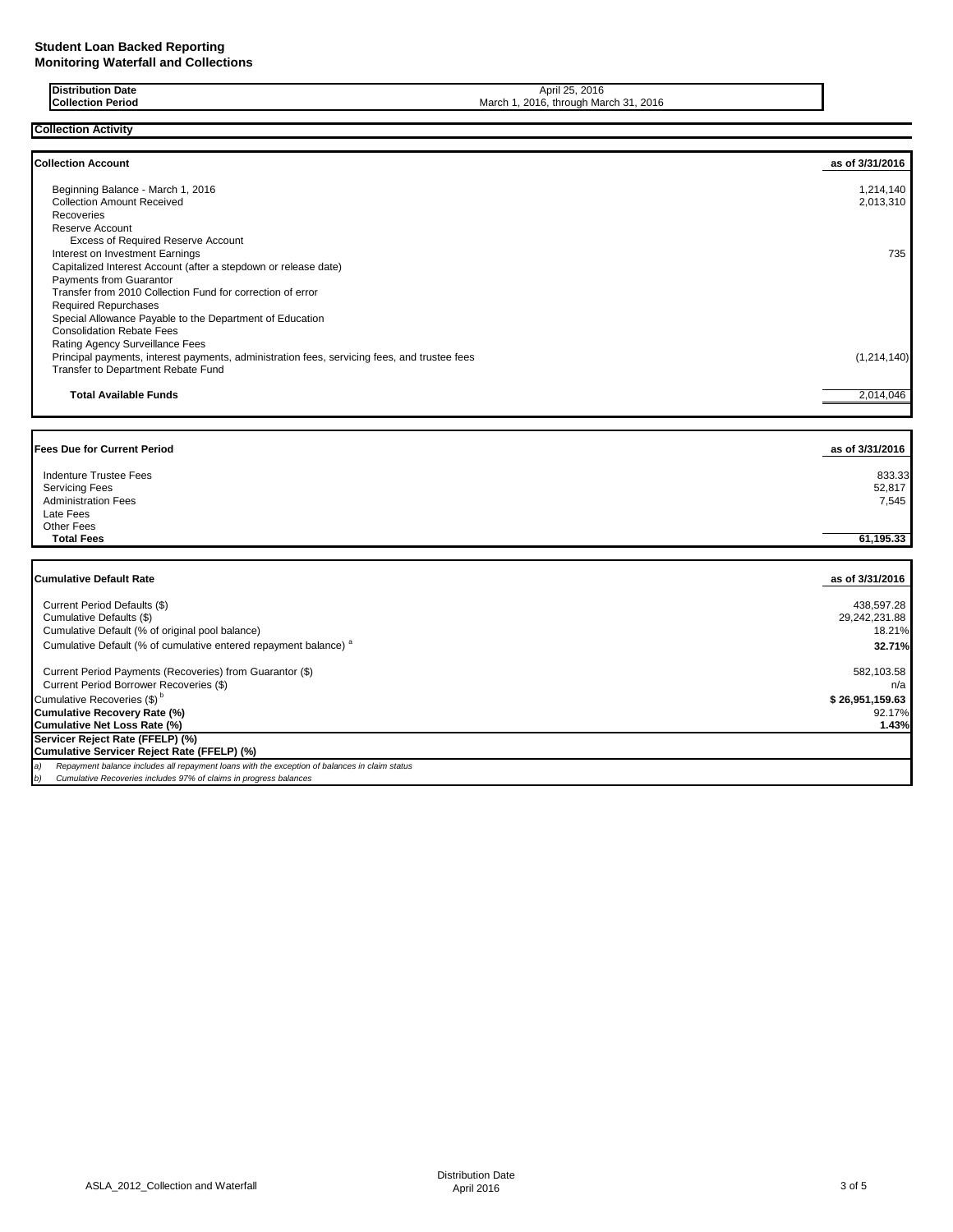**Student Loan Backed Reporting**
**Monitoring Waterfall and Collections**

| | |
|---|---|
| **Distribution Date** | April 25, 2016 |
| **Collection Period** | March 1, 2016, through March 31, 2016 |

## Collection Activity

| **Collection Account** | **as of 3/31/2016** |
|---|---|
| Beginning Balance - March 1, 2016 | 1,214,140 |
| Collection Amount Received | 2,013,310 |
| Recoveries | |
| Reserve Account | |
| Excess of Required Reserve Account | |
| Interest on Investment Earnings | 735 |
| Capitalized Interest Account (after a stepdown or release date) | |
| Payments from Guarantor | |
| Transfer from 2010 Collection Fund for correction of error | |
| Required Repurchases | |
| Special Allowance Payable to the Department of Education | |
| Consolidation Rebate Fees | |
| Rating Agency Surveillance Fees | |
| Principal payments, interest payments, administration fees, servicing fees, and trustee fees | (1,214,140) |
| Transfer to Department Rebate Fund | |
| **Total Available Funds** | 2,014,046 |

| **Fees Due for Current Period** | **as of 3/31/2016** |
|---|---|
| Indenture Trustee Fees | 833.33 |
| Servicing Fees | 52,817 |
| Administration Fees | 7,545 |
| Late Fees | |
| Other Fees | |
| **Total Fees** | **61,195.33** |

| **Cumulative Default Rate** | **as of 3/31/2016** |
|---|---|
| Current Period Defaults ($) | 438,597.28 |
| Cumulative Defaults ($) | 29,242,231.88 |
| Cumulative Default (% of original pool balance) | 18.21% |
| Cumulative Default (% of cumulative entered repayment balance) [a] | **32.71%** |
| Current Period Payments (Recoveries) from Guarantor ($) | 582,103.58 |
| Current Period Borrower Recoveries ($) | n/a |
| Cumulative Recoveries ($) [b] | **$ 26,951,159.63** |
| **Cumulative Recovery Rate (%)** | 92.17% |
| **Cumulative Net Loss Rate (%)** | **1.43%** |
| **Servicer Reject Rate (FFELP) (%)** | |
| **Cumulative Servicer Reject Rate (FFELP) (%)** | |

*a) Repayment balance includes all repayment loans with the exception of balances in claim status*
*b) Cumulative Recoveries includes 97% of claims in progress balances*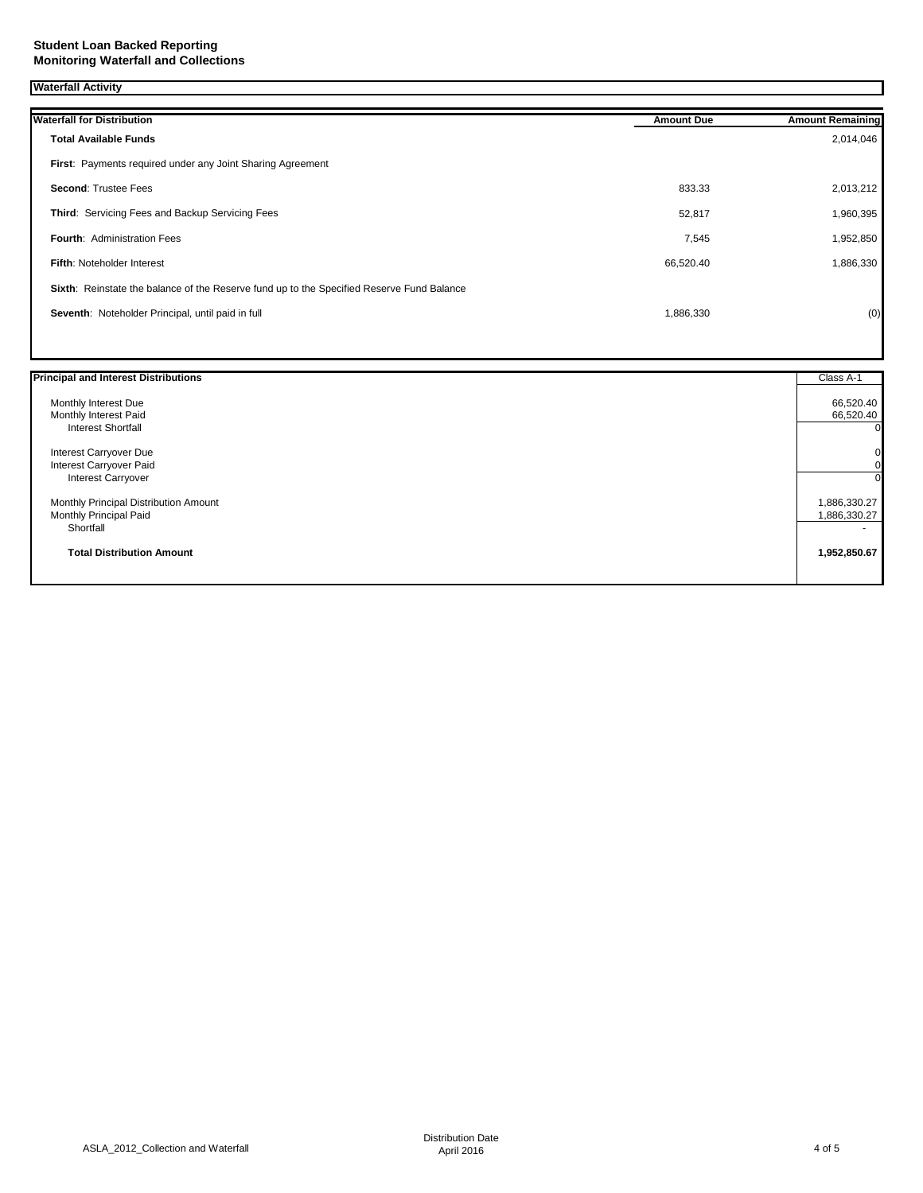**Student Loan Backed Reporting**
**Monitoring Waterfall and Collections**

**Waterfall Activity**

| **Waterfall for Distribution** | **Amount Due** | **Amount Remaining** |
|---|---|---|
| **Total Available Funds** | | 2,014,046 |
| **First**: Payments required under any Joint Sharing Agreement | | |
| **Second**: Trustee Fees | 833.33 | 2,013,212 |
| **Third**: Servicing Fees and Backup Servicing Fees | 52,817 | 1,960,395 |
| **Fourth**: Administration Fees | 7,545 | 1,952,850 |
| **Fifth**: Noteholder Interest | 66,520.40 | 1,886,330 |
| **Sixth**: Reinstate the balance of the Reserve fund up to the Specified Reserve Fund Balance | | |
| **Seventh**: Noteholder Principal, until paid in full | 1,886,330 | (0) |

| **Principal and Interest Distributions** | Class A-1 |
|---|---|
| Monthly Interest Due | 66,520.40 |
| Monthly Interest Paid | 66,520.40 |
| Interest Shortfall | 0 |
| Interest Carryover Due | 0 |
| Interest Carryover Paid | 0 |
| Interest Carryover | 0 |
| Monthly Principal Distribution Amount | 1,886,330.27 |
| Monthly Principal Paid | 1,886,330.27 |
| Shortfall | - |
| **Total Distribution Amount** | **1,952,850.67** |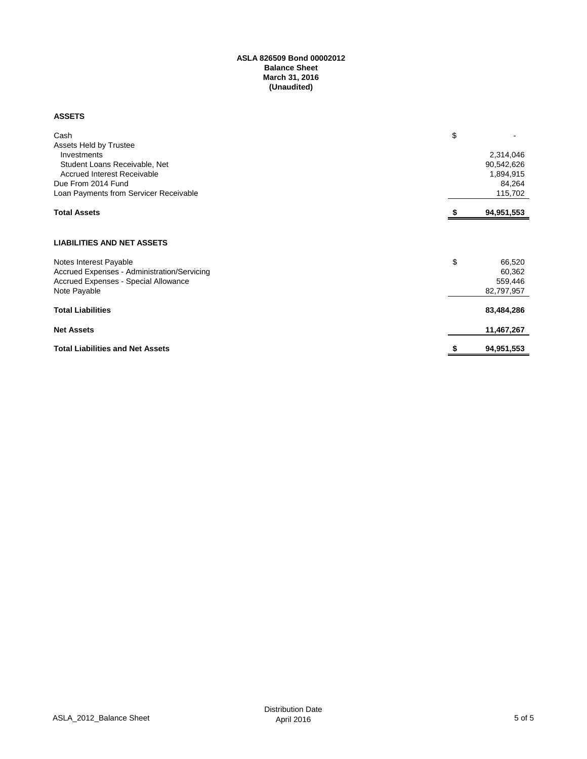**ASLA 826509 Bond 00002012**
**Balance Sheet**
**March 31, 2016**
**(Unaudited)**

**ASSETS**

| | | |
|---|---|---|
| Cash | $ | - |
| Assets Held by Trustee | | |
| Investments | | 2,314,046 |
| Student Loans Receivable, Net | | 90,542,626 |
| Accrued Interest Receivable | | 1,894,915 |
| Due From 2014 Fund | | 84,264 |
| Loan Payments from Servicer Receivable | | 115,702 |
| **Total Assets** | **$** | **94,951,553** |

**LIABILITIES AND NET ASSETS**

| | | |
|---|---|---|
| Notes Interest Payable | $ | 66,520 |
| Accrued Expenses - Administration/Servicing | | 60,362 |
| Accrued Expenses - Special Allowance | | 559,446 |
| Note Payable | | 82,797,957 |
| **Total Liabilities** | | **83,484,286** |
| **Net Assets** | | **11,467,267** |
| **Total Liabilities and Net Assets** | **$** | **94,951,553** |

ASLA_2012_Balance Sheet

Distribution Date
April 2016